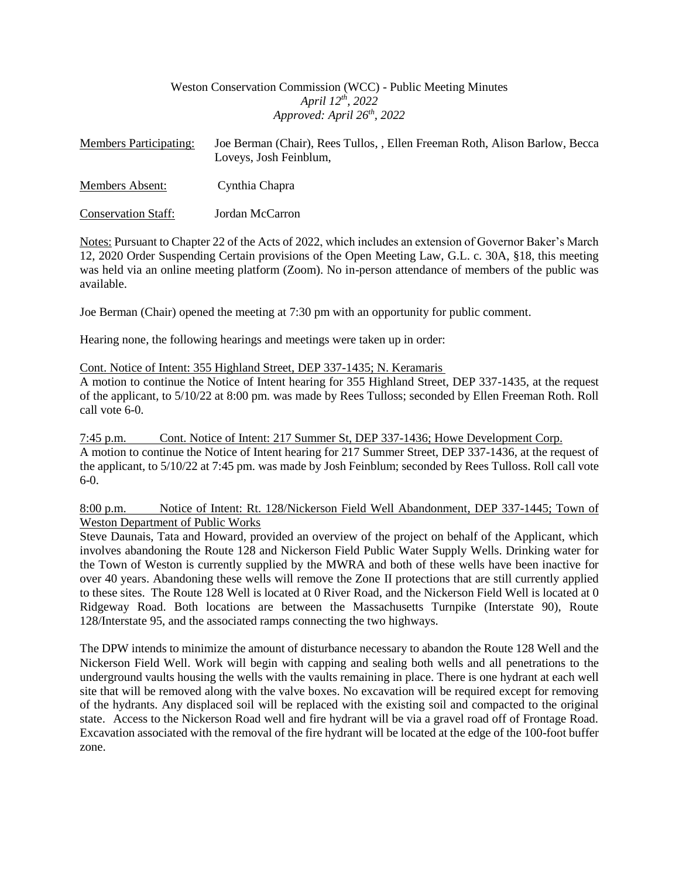Weston Conservation Commission (WCC) - Public Meeting Minutes
*April 12th, 2022*
*Approved: April 26th, 2022*

Members Participating: Joe Berman (Chair), Rees Tullos, , Ellen Freeman Roth, Alison Barlow, Becca Loveys, Josh Feinblum,

Members Absent: Cynthia Chapra

Conservation Staff: Jordan McCarron

Notes: Pursuant to Chapter 22 of the Acts of 2022, which includes an extension of Governor Baker's March 12, 2020 Order Suspending Certain provisions of the Open Meeting Law, G.L. c. 30A, §18, this meeting was held via an online meeting platform (Zoom). No in-person attendance of members of the public was available.

Joe Berman (Chair) opened the meeting at 7:30 pm with an opportunity for public comment.

Hearing none, the following hearings and meetings were taken up in order:

Cont. Notice of Intent: 355 Highland Street, DEP 337-1435; N. Keramaris

A motion to continue the Notice of Intent hearing for 355 Highland Street, DEP 337-1435, at the request of the applicant, to 5/10/22 at 8:00 pm. was made by Rees Tulloss; seconded by Ellen Freeman Roth. Roll call vote 6-0.

7:45 p.m. Cont. Notice of Intent: 217 Summer St, DEP 337-1436; Howe Development Corp.

A motion to continue the Notice of Intent hearing for 217 Summer Street, DEP 337-1436, at the request of the applicant, to 5/10/22 at 7:45 pm. was made by Josh Feinblum; seconded by Rees Tulloss. Roll call vote 6-0.

8:00 p.m. Notice of Intent: Rt. 128/Nickerson Field Well Abandonment, DEP 337-1445; Town of Weston Department of Public Works

Steve Daunais, Tata and Howard, provided an overview of the project on behalf of the Applicant, which involves abandoning the Route 128 and Nickerson Field Public Water Supply Wells. Drinking water for the Town of Weston is currently supplied by the MWRA and both of these wells have been inactive for over 40 years. Abandoning these wells will remove the Zone II protections that are still currently applied to these sites. The Route 128 Well is located at 0 River Road, and the Nickerson Field Well is located at 0 Ridgeway Road. Both locations are between the Massachusetts Turnpike (Interstate 90), Route 128/Interstate 95, and the associated ramps connecting the two highways.

The DPW intends to minimize the amount of disturbance necessary to abandon the Route 128 Well and the Nickerson Field Well. Work will begin with capping and sealing both wells and all penetrations to the underground vaults housing the wells with the vaults remaining in place. There is one hydrant at each well site that will be removed along with the valve boxes. No excavation will be required except for removing of the hydrants. Any displaced soil will be replaced with the existing soil and compacted to the original state. Access to the Nickerson Road well and fire hydrant will be via a gravel road off of Frontage Road. Excavation associated with the removal of the fire hydrant will be located at the edge of the 100-foot buffer zone.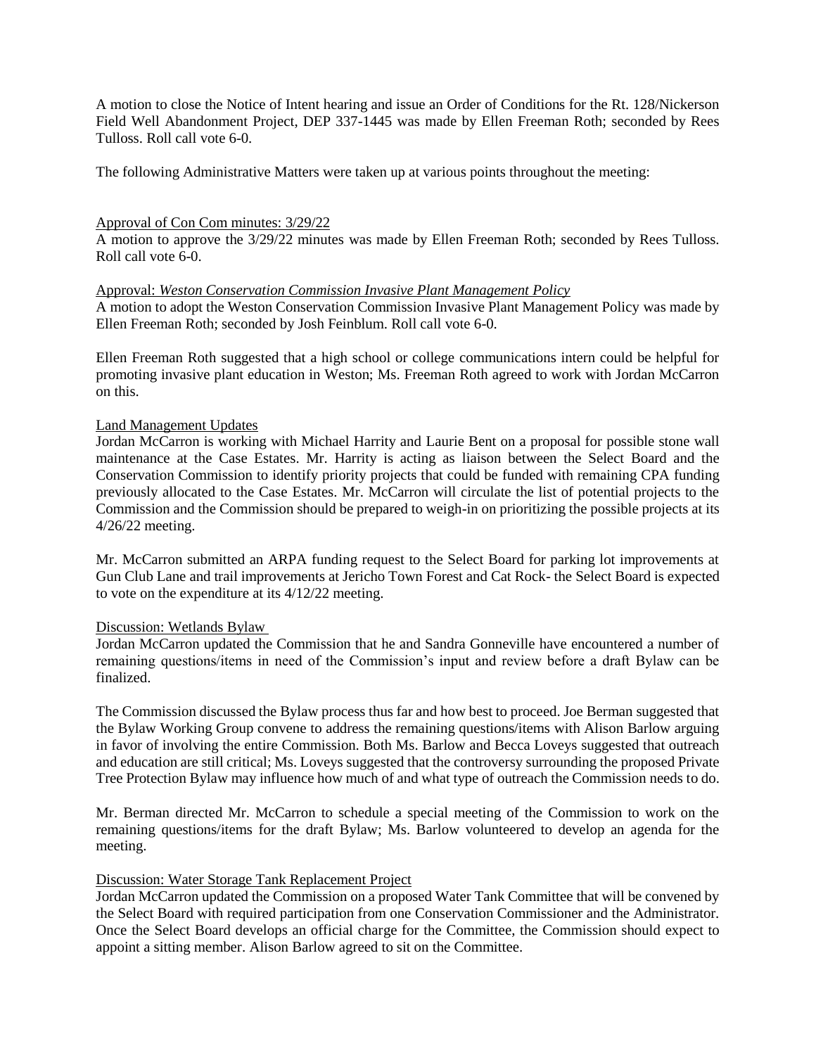A motion to close the Notice of Intent hearing and issue an Order of Conditions for the Rt. 128/Nickerson Field Well Abandonment Project, DEP 337-1445 was made by Ellen Freeman Roth; seconded by Rees Tulloss. Roll call vote 6-0.

The following Administrative Matters were taken up at various points throughout the meeting:

Approval of Con Com minutes: 3/29/22

A motion to approve the 3/29/22 minutes was made by Ellen Freeman Roth; seconded by Rees Tulloss. Roll call vote 6-0.

Approval: *Weston Conservation Commission Invasive Plant Management Policy*

A motion to adopt the Weston Conservation Commission Invasive Plant Management Policy was made by Ellen Freeman Roth; seconded by Josh Feinblum. Roll call vote 6-0.

Ellen Freeman Roth suggested that a high school or college communications intern could be helpful for promoting invasive plant education in Weston; Ms. Freeman Roth agreed to work with Jordan McCarron on this.

Land Management Updates

Jordan McCarron is working with Michael Harrity and Laurie Bent on a proposal for possible stone wall maintenance at the Case Estates. Mr. Harrity is acting as liaison between the Select Board and the Conservation Commission to identify priority projects that could be funded with remaining CPA funding previously allocated to the Case Estates. Mr. McCarron will circulate the list of potential projects to the Commission and the Commission should be prepared to weigh-in on prioritizing the possible projects at its 4/26/22 meeting.

Mr. McCarron submitted an ARPA funding request to the Select Board for parking lot improvements at Gun Club Lane and trail improvements at Jericho Town Forest and Cat Rock- the Select Board is expected to vote on the expenditure at its 4/12/22 meeting.

Discussion: Wetlands Bylaw

Jordan McCarron updated the Commission that he and Sandra Gonneville have encountered a number of remaining questions/items in need of the Commission's input and review before a draft Bylaw can be finalized.

The Commission discussed the Bylaw process thus far and how best to proceed. Joe Berman suggested that the Bylaw Working Group convene to address the remaining questions/items with Alison Barlow arguing in favor of involving the entire Commission. Both Ms. Barlow and Becca Loveys suggested that outreach and education are still critical; Ms. Loveys suggested that the controversy surrounding the proposed Private Tree Protection Bylaw may influence how much of and what type of outreach the Commission needs to do.

Mr. Berman directed Mr. McCarron to schedule a special meeting of the Commission to work on the remaining questions/items for the draft Bylaw; Ms. Barlow volunteered to develop an agenda for the meeting.

Discussion: Water Storage Tank Replacement Project

Jordan McCarron updated the Commission on a proposed Water Tank Committee that will be convened by the Select Board with required participation from one Conservation Commissioner and the Administrator. Once the Select Board develops an official charge for the Committee, the Commission should expect to appoint a sitting member. Alison Barlow agreed to sit on the Committee.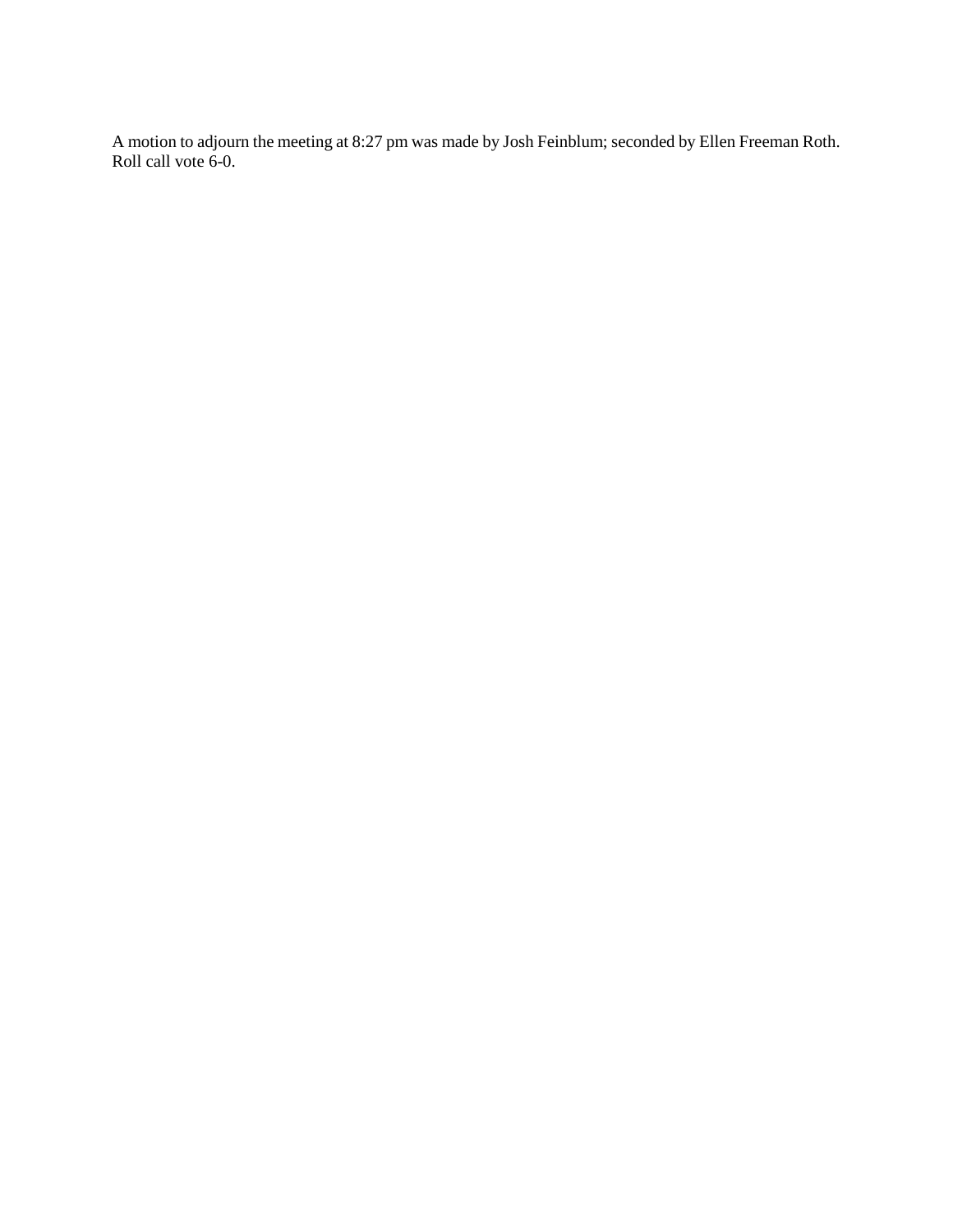A motion to adjourn the meeting at 8:27 pm was made by Josh Feinblum; seconded by Ellen Freeman Roth. Roll call vote 6-0.